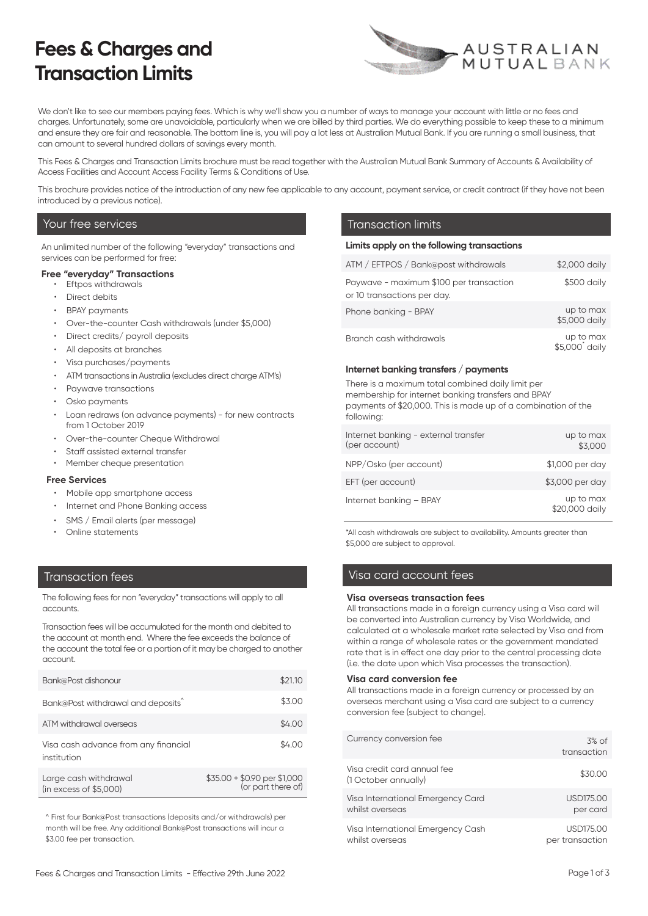# Fees & Charges and Transaction Limits

We don't like to see our members paying fees. Which is why we'll show you a number of ways to manage your account with little or no fees and charges. Unfortunately, some are unavoidable, particularly when we are billed by third parties. We do everything possible to keep these to a minimum and ensure they are fair and reasonable. The bottom line is, you will pay a lot less at Australian Mutual Bank. If you are running a small business, that can amount to several hundred dollars of savings every month.

This Fees & Charges and Transaction Limits brochure must be read together with the Australian Mutual Bank Summary of Accounts & Availability of Access Facilities and Account Access Facility Terms & Conditions of Use.

This brochure provides notice of the introduction of any new fee applicable to any account, payment service, or credit contract (if they have not been introduced by a previous notice).

## Your free services

An unlimited number of the following "everyday" transactions and services can be performed for free:

**Free "everyday" Transactions**

- Eftpos withdrawals
- Direct debits
- BPAY payments
- Over-the-counter Cash withdrawals (under $5,000)
- Direct credits/ payroll deposits
- All deposits at branches
- Visa purchases/payments
- ATM transactions in Australia (excludes direct charge ATM's)
- Paywave transactions
- Osko payments
- Loan redraws (on advance payments) - for new contracts from 1 October 2019
- Over-the-counter Cheque Withdrawal
- Staff assisted external transfer
- Member cheque presentation

**Free Services**

- Mobile app smartphone access
- Internet and Phone Banking access
- SMS / Email alerts (per message)
- Online statements

## Transaction fees

The following fees for non "everyday" transactions will apply to all accounts.

Transaction fees will be accumulated for the month and debited to the account at month end. Where the fee exceeds the balance of the account the total fee or a portion of it may be charged to another account.

| | |
|---|---|
| Bank@Post dishonour | $21.10 |
| Bank@Post withdrawal and deposits^ | $3.00 |
| ATM withdrawal overseas | $4.00 |
| Visa cash advance from any financial institution | $4.00 |
| Large cash withdrawal (in excess of $5,000) | $35.00 + $0.90 per $1,000 (or part there of) |

^ First four Bank@Post transactions (deposits and/or withdrawals) per month will be free. Any additional Bank@Post transactions will incur a $3.00 fee per transaction.

## Transaction limits

**Limits apply on the following transactions**

| | |
|---|---|
| ATM / EFTPOS / Bank@post withdrawals | $2,000 daily |
| Paywave - maximum $100 per transaction or 10 transactions per day. | $500 daily |
| Phone banking - BPAY | up to max $5,000 daily |
| Branch cash withdrawals | up to max $5,000* daily |

**Internet banking transfers / payments**

There is a maximum total combined daily limit per membership for internet banking transfers and BPAY payments of $20,000. This is made up of a combination of the following:

| | |
|---|---|
| Internet banking - external transfer (per account) | up to max $3,000 |
| NPP/Osko (per account) | $1,000 per day |
| EFT (per account) | $3,000 per day |
| Internet banking – BPAY | up to max $20,000 daily |

*All cash withdrawals are subject to availability. Amounts greater than $5,000 are subject to approval.

## Visa card account fees

**Visa overseas transaction fees**

All transactions made in a foreign currency using a Visa card will be converted into Australian currency by Visa Worldwide, and calculated at a wholesale market rate selected by Visa and from within a range of wholesale rates or the government mandated rate that is in effect one day prior to the central processing date (i.e. the date upon which Visa processes the transaction).

**Visa card conversion fee**

All transactions made in a foreign currency or processed by an overseas merchant using a Visa card are subject to a currency conversion fee (subject to change).

| | |
|---|---|
| Currency conversion fee | 3% of transaction |
| Visa credit card annual fee (1 October annually) | $30.00 |
| Visa International Emergency Card whilst overseas | USD175.00 per card |
| Visa International Emergency Cash whilst overseas | USD175.00 per transaction |

Fees & Charges and Transaction Limits - Effective 29th June 2022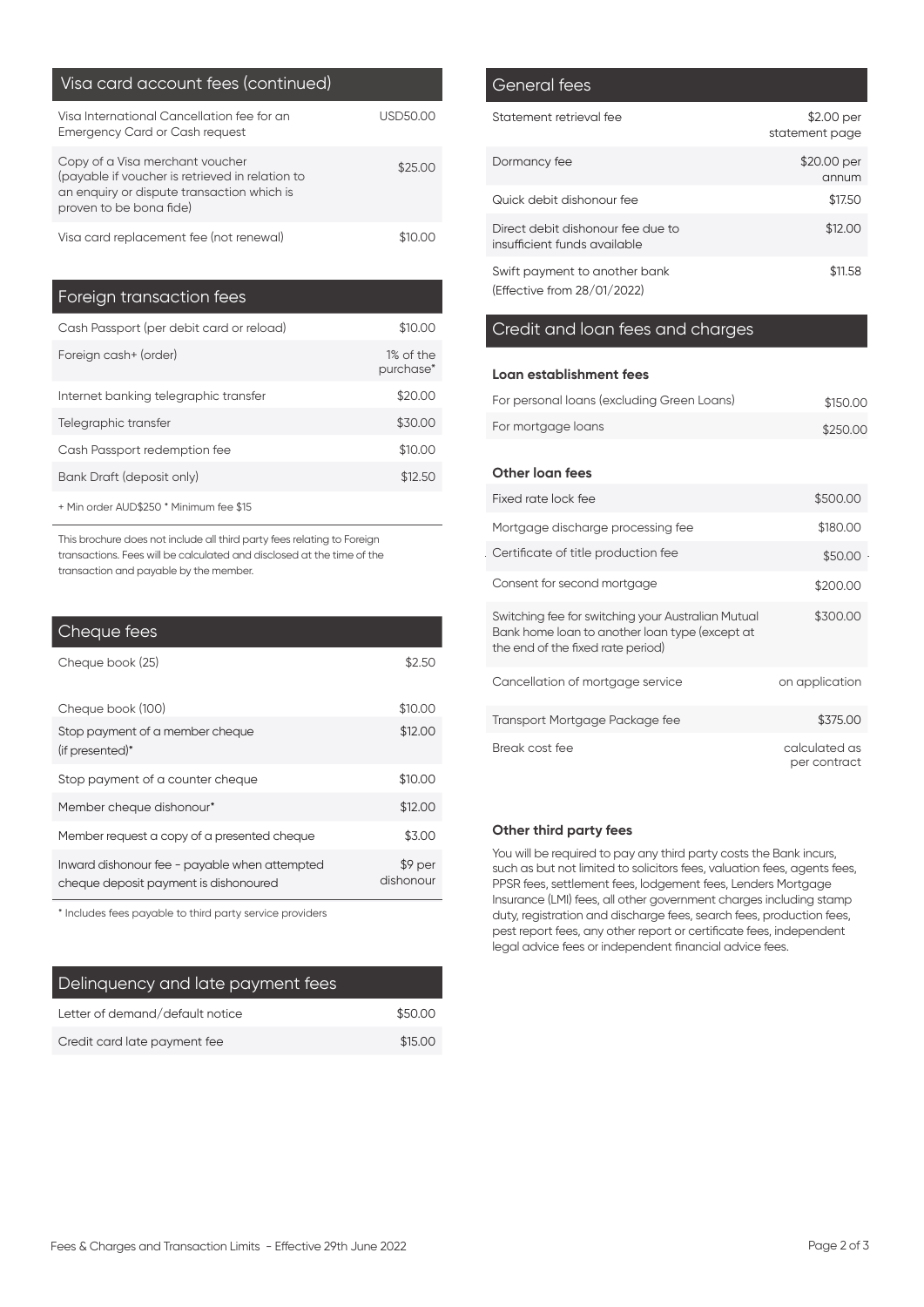## Visa card account fees (continued)

| | |
|---|---|
| Visa International Cancellation fee for an Emergency Card or Cash request | USD50.00 |
| Copy of a Visa merchant voucher (payable if voucher is retrieved in relation to an enquiry or dispute transaction which is proven to be bona fide) | $25.00 |
| Visa card replacement fee (not renewal) | $10.00 |

## Foreign transaction fees

| | |
|---|---|
| Cash Passport (per debit card or reload) | $10.00 |
| Foreign cash+ (order) | 1% of the purchase* |
| Internet banking telegraphic transfer | $20.00 |
| Telegraphic transfer | $30.00 |
| Cash Passport redemption fee | $10.00 |
| Bank Draft (deposit only) | $12.50 |

+ Min order AUD$250 * Minimum fee $15

This brochure does not include all third party fees relating to Foreign transactions. Fees will be calculated and disclosed at the time of the transaction and payable by the member.

## Cheque fees

| | |
|---|---|
| Cheque book (25) | $2.50 |
| Cheque book (100) | $10.00 |
| Stop payment of a member cheque (if presented)* | $12.00 |
| Stop payment of a counter cheque | $10.00 |
| Member cheque dishonour* | $12.00 |
| Member request a copy of a presented cheque | $3.00 |
| Inward dishonour fee - payable when attempted cheque deposit payment is dishonoured | $9 per dishonour |

* Includes fees payable to third party service providers

## Delinquency and late payment fees

| | |
|---|---|
| Letter of demand/default notice | $50.00 |
| Credit card late payment fee | $15.00 |

## General fees

| | |
|---|---|
| Statement retrieval fee | $2.00 per statement page |
| Dormancy fee | $20.00 per annum |
| Quick debit dishonour fee | $17.50 |
| Direct debit dishonour fee due to insufficient funds available | $12.00 |
| Swift payment to another bank (Effective from 28/01/2022) | $11.58 |

## Credit and loan fees and charges

**Loan establishment fees**

| | |
|---|---|
| For personal loans (excluding Green Loans) | $150.00 |
| For mortgage loans | $250.00 |

**Other loan fees**

| | |
|---|---|
| Fixed rate lock fee | $500.00 |
| Mortgage discharge processing fee | $180.00 |
| Certificate of title production fee | $50.00 |
| Consent for second mortgage | $200.00 |
| Switching fee for switching your Australian Mutual Bank home loan to another loan type (except at the end of the fixed rate period) | $300.00 |
| Cancellation of mortgage service | on application |
| Transport Mortgage Package fee | $375.00 |
| Break cost fee | calculated as per contract |

**Other third party fees**

You will be required to pay any third party costs the Bank incurs, such as but not limited to solicitors fees, valuation fees, agents fees, PPSR fees, settlement fees, lodgement fees, Lenders Mortgage Insurance (LMI) fees, all other government charges including stamp duty, registration and discharge fees, search fees, production fees, pest report fees, any other report or certificate fees, independent legal advice fees or independent financial advice fees.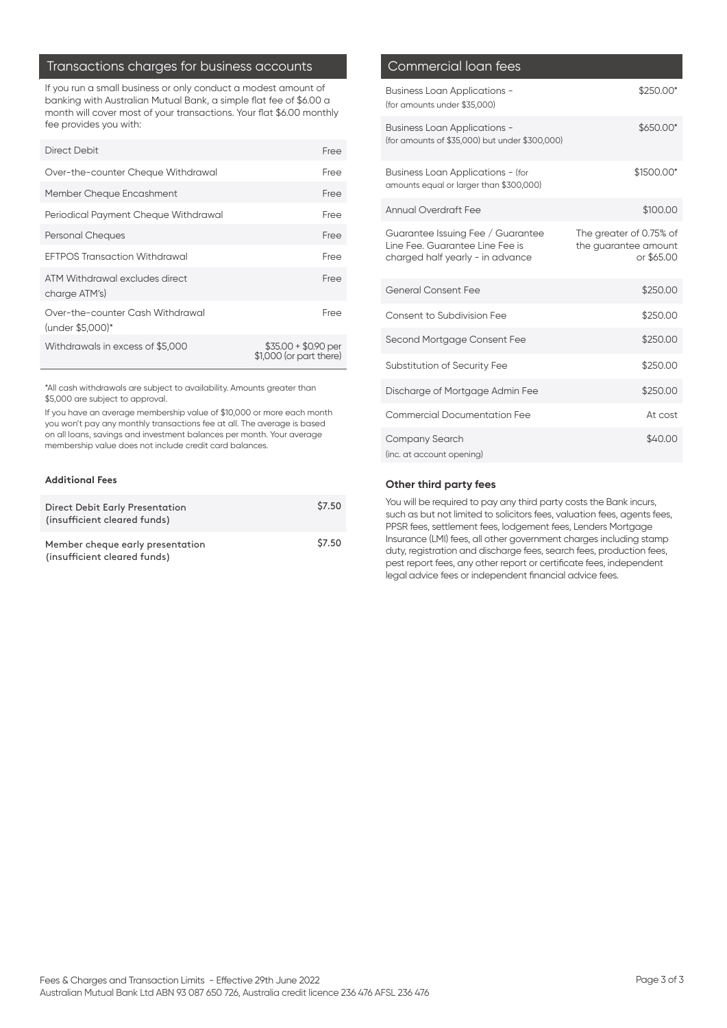## Transactions charges for business accounts

If you run a small business or only conduct a modest amount of banking with Australian Mutual Bank, a simple flat fee of $6.00 a month will cover most of your transactions. Your flat $6.00 monthly fee provides you with:

| | |
|---|---|
| Direct Debit | Free |
| Over-the-counter Cheque Withdrawal | Free |
| Member Cheque Encashment | Free |
| Periodical Payment Cheque Withdrawal | Free |
| Personal Cheques | Free |
| EFTPOS Transaction Withdrawal | Free |
| ATM Withdrawal excludes direct charge ATM's) | Free |
| Over-the-counter Cash Withdrawal (under $5,000)* | Free |
| Withdrawals in excess of $5,000 | $35.00 + $0.90 per $1,000 (or part there) |

*All cash withdrawals are subject to availability. Amounts greater than $5,000 are subject to approval.

If you have an average membership value of $10,000 or more each month you won't pay any monthly transactions fee at all. The average is based on all loans, savings and investment balances per month. Your average membership value does not include credit card balances.

### Additional Fees

| | |
|---|---|
| Direct Debit Early Presentation (insufficient cleared funds) | $7.50 |
| Member cheque early presentation (insufficient cleared funds) | $7.50 |

## Commercial loan fees

| | |
|---|---|
| Business Loan Applications - (for amounts under $35,000) | $250.00* |
| Business Loan Applications - (for amounts of $35,000) but under $300,000) | $650.00* |
| Business Loan Applications - (for amounts equal or larger than $300,000) | $1500.00* |
| Annual Overdraft Fee | $100.00 |
| Guarantee Issuing Fee / Guarantee Line Fee. Guarantee Line Fee is charged half yearly - in advance | The greater of 0.75% of the guarantee amount or $65.00 |
| General Consent Fee | $250.00 |
| Consent to Subdivision Fee | $250.00 |
| Second Mortgage Consent Fee | $250.00 |
| Substitution of Security Fee | $250.00 |
| Discharge of Mortgage Admin Fee | $250.00 |
| Commercial Documentation Fee | At cost |
| Company Search (inc. at account opening) | $40.00 |

### Other third party fees

You will be required to pay any third party costs the Bank incurs, such as but not limited to solicitors fees, valuation fees, agents fees, PPSR fees, settlement fees, lodgement fees, Lenders Mortgage Insurance (LMI) fees, all other government charges including stamp duty, registration and discharge fees, search fees, production fees, pest report fees, any other report or certificate fees, independent legal advice fees or independent financial advice fees.

Fees & Charges and Transaction Limits - Effective 29th June 2022
Australian Mutual Bank Ltd ABN 93 087 650 726, Australia credit licence 236 476 AFSL 236 476